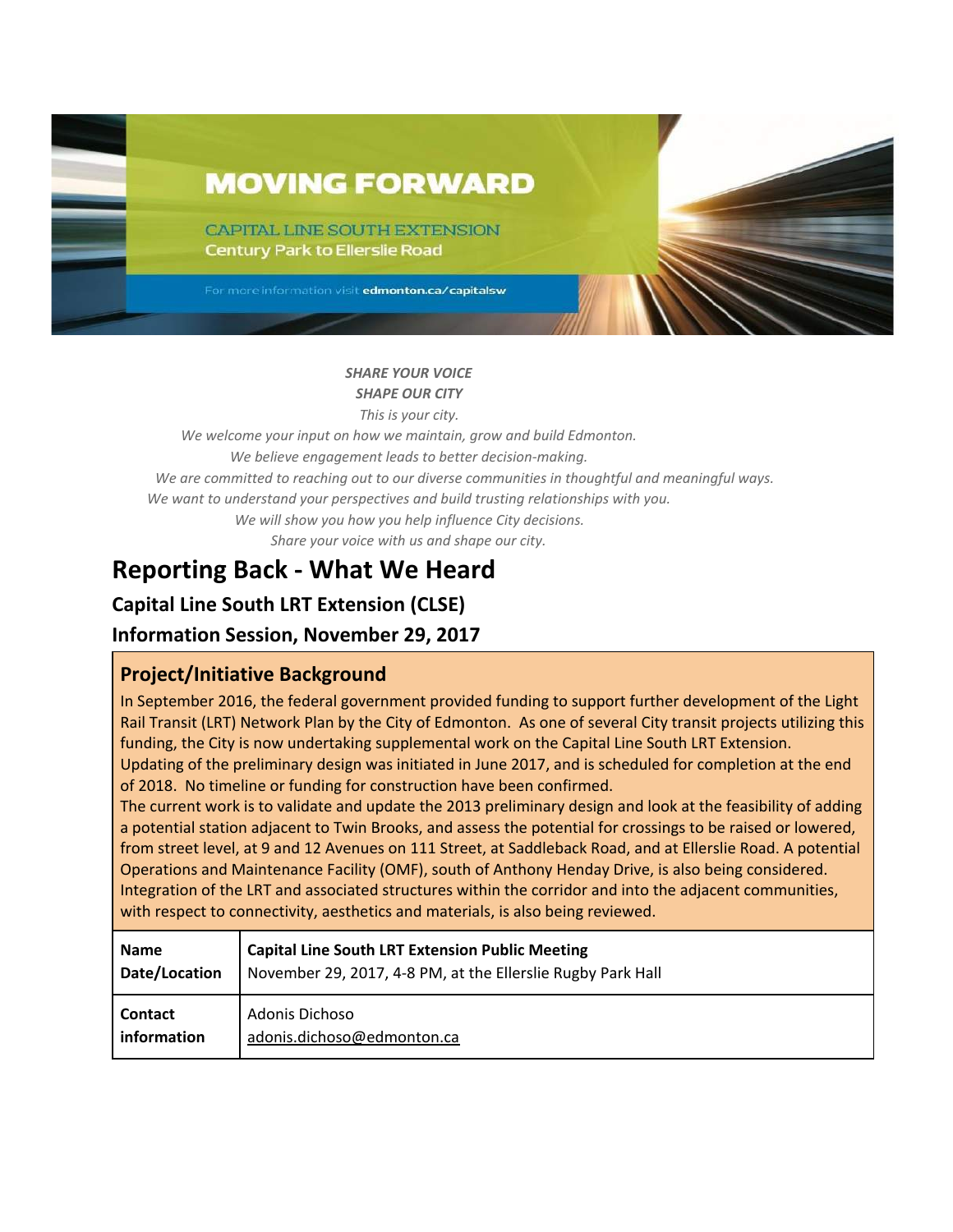# MOVING FORWARD

CAPITAL LINE SOUTH EXTENSION
Century Park to Ellerslie Road

For more information visit **edmonton.ca/capitalsw**

***SHARE YOUR VOICE***
***SHAPE OUR CITY***
*This is your city.*
*We welcome your input on how we maintain, grow and build Edmonton.*
*We believe engagement leads to better decision-making.*
*We are committed to reaching out to our diverse communities in thoughtful and meaningful ways.*
*We want to understand your perspectives and build trusting relationships with you.*
*We will show you how you help influence City decisions.*
*Share your voice with us and shape our city.*

# Reporting Back - What We Heard

## Capital Line South LRT Extension (CLSE)

## Information Session, November 29, 2017

### Project/Initiative Background

In September 2016, the federal government provided funding to support further development of the Light Rail Transit (LRT) Network Plan by the City of Edmonton. As one of several City transit projects utilizing this funding, the City is now undertaking supplemental work on the Capital Line South LRT Extension.
Updating of the preliminary design was initiated in June 2017, and is scheduled for completion at the end of 2018. No timeline or funding for construction have been confirmed.
The current work is to validate and update the 2013 preliminary design and look at the feasibility of adding a potential station adjacent to Twin Brooks, and assess the potential for crossings to be raised or lowered, from street level, at 9 and 12 Avenues on 111 Street, at Saddleback Road, and at Ellerslie Road. A potential Operations and Maintenance Facility (OMF), south of Anthony Henday Drive, is also being considered.
Integration of the LRT and associated structures within the corridor and into the adjacent communities, with respect to connectivity, aesthetics and materials, is also being reviewed.

| **Name Date/Location** | **Capital Line South LRT Extension Public Meeting** November 29, 2017, 4-8 PM, at the Ellerslie Rugby Park Hall |
|---|---|
| **Contact information** | Adonis Dichoso adonis.dichoso@edmonton.ca |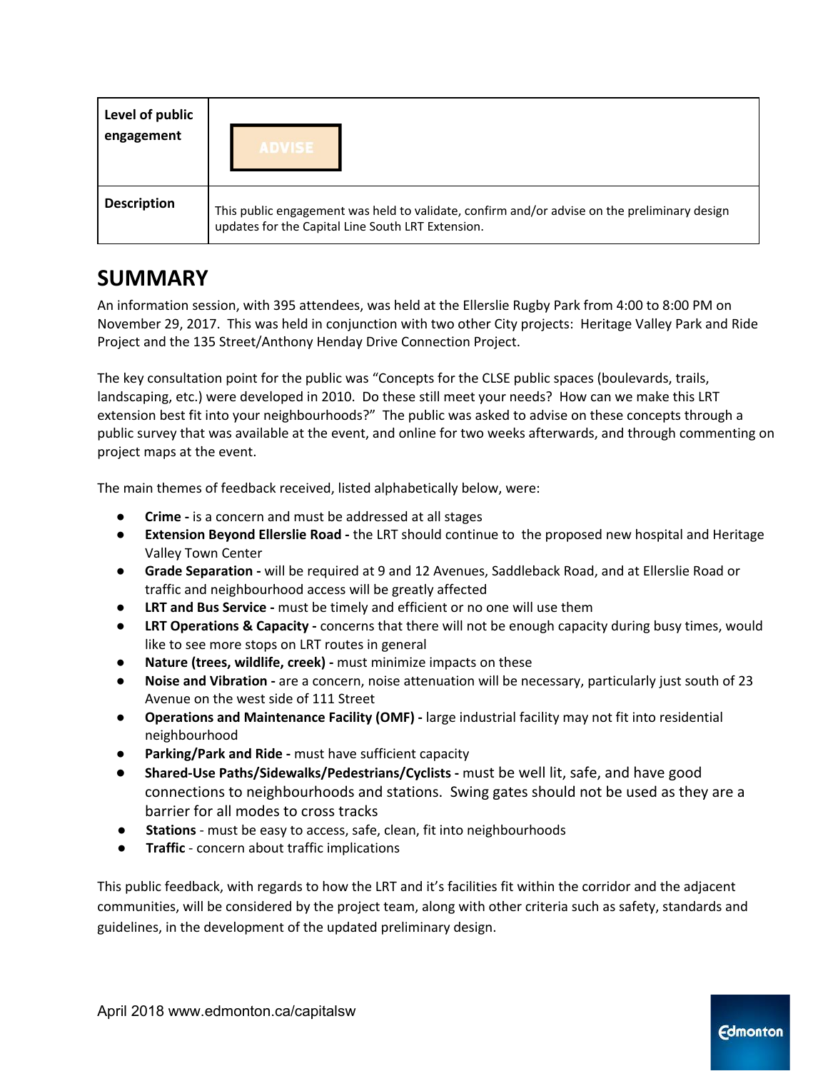| Level of public engagement | ADVISE |
| --- | --- |
| Description | This public engagement was held to validate, confirm and/or advise on the preliminary design updates for the Capital Line South LRT Extension. |

# SUMMARY

An information session, with 395 attendees, was held at the Ellerslie Rugby Park from 4:00 to 8:00 PM on November 29, 2017. This was held in conjunction with two other City projects: Heritage Valley Park and Ride Project and the 135 Street/Anthony Henday Drive Connection Project.

The key consultation point for the public was "Concepts for the CLSE public spaces (boulevards, trails, landscaping, etc.) were developed in 2010. Do these still meet your needs? How can we make this LRT extension best fit into your neighbourhoods?" The public was asked to advise on these concepts through a public survey that was available at the event, and online for two weeks afterwards, and through commenting on project maps at the event.

The main themes of feedback received, listed alphabetically below, were:

- **Crime -** is a concern and must be addressed at all stages
- **Extension Beyond Ellerslie Road -** the LRT should continue to the proposed new hospital and Heritage Valley Town Center
- **Grade Separation -** will be required at 9 and 12 Avenues, Saddleback Road, and at Ellerslie Road or traffic and neighbourhood access will be greatly affected
- **LRT and Bus Service -** must be timely and efficient or no one will use them
- **LRT Operations & Capacity -** concerns that there will not be enough capacity during busy times, would like to see more stops on LRT routes in general
- **Nature (trees, wildlife, creek) -** must minimize impacts on these
- **Noise and Vibration -** are a concern, noise attenuation will be necessary, particularly just south of 23 Avenue on the west side of 111 Street
- **Operations and Maintenance Facility (OMF) -** large industrial facility may not fit into residential neighbourhood
- **Parking/Park and Ride -** must have sufficient capacity
- **Shared-Use Paths/Sidewalks/Pedestrians/Cyclists -** must be well lit, safe, and have good connections to neighbourhoods and stations. Swing gates should not be used as they are a barrier for all modes to cross tracks
- **Stations** - must be easy to access, safe, clean, fit into neighbourhoods
- **Traffic** - concern about traffic implications

This public feedback, with regards to how the LRT and it's facilities fit within the corridor and the adjacent communities, will be considered by the project team, along with other criteria such as safety, standards and guidelines, in the development of the updated preliminary design.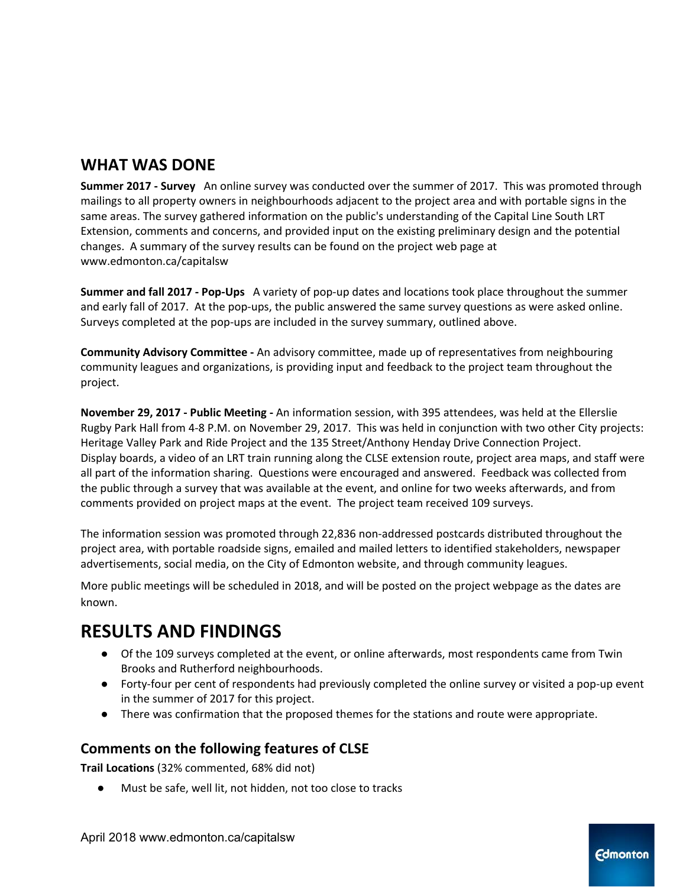## WHAT WAS DONE

**Summer 2017 - Survey** An online survey was conducted over the summer of 2017. This was promoted through mailings to all property owners in neighbourhoods adjacent to the project area and with portable signs in the same areas. The survey gathered information on the public's understanding of the Capital Line South LRT Extension, comments and concerns, and provided input on the existing preliminary design and the potential changes. A summary of the survey results can be found on the project web page at www.edmonton.ca/capitalsw

**Summer and fall 2017 - Pop-Ups** A variety of pop-up dates and locations took place throughout the summer and early fall of 2017. At the pop-ups, the public answered the same survey questions as were asked online. Surveys completed at the pop-ups are included in the survey summary, outlined above.

**Community Advisory Committee -** An advisory committee, made up of representatives from neighbouring community leagues and organizations, is providing input and feedback to the project team throughout the project.

**November 29, 2017 - Public Meeting -** An information session, with 395 attendees, was held at the Ellerslie Rugby Park Hall from 4-8 P.M. on November 29, 2017. This was held in conjunction with two other City projects: Heritage Valley Park and Ride Project and the 135 Street/Anthony Henday Drive Connection Project. Display boards, a video of an LRT train running along the CLSE extension route, project area maps, and staff were all part of the information sharing. Questions were encouraged and answered. Feedback was collected from the public through a survey that was available at the event, and online for two weeks afterwards, and from comments provided on project maps at the event. The project team received 109 surveys.

The information session was promoted through 22,836 non-addressed postcards distributed throughout the project area, with portable roadside signs, emailed and mailed letters to identified stakeholders, newspaper advertisements, social media, on the City of Edmonton website, and through community leagues.

More public meetings will be scheduled in 2018, and will be posted on the project webpage as the dates are known.

# RESULTS AND FINDINGS

- Of the 109 surveys completed at the event, or online afterwards, most respondents came from Twin Brooks and Rutherford neighbourhoods.
- Forty-four per cent of respondents had previously completed the online survey or visited a pop-up event in the summer of 2017 for this project.
- There was confirmation that the proposed themes for the stations and route were appropriate.

### Comments on the following features of CLSE

**Trail Locations** (32% commented, 68% did not)

- Must be safe, well lit, not hidden, not too close to tracks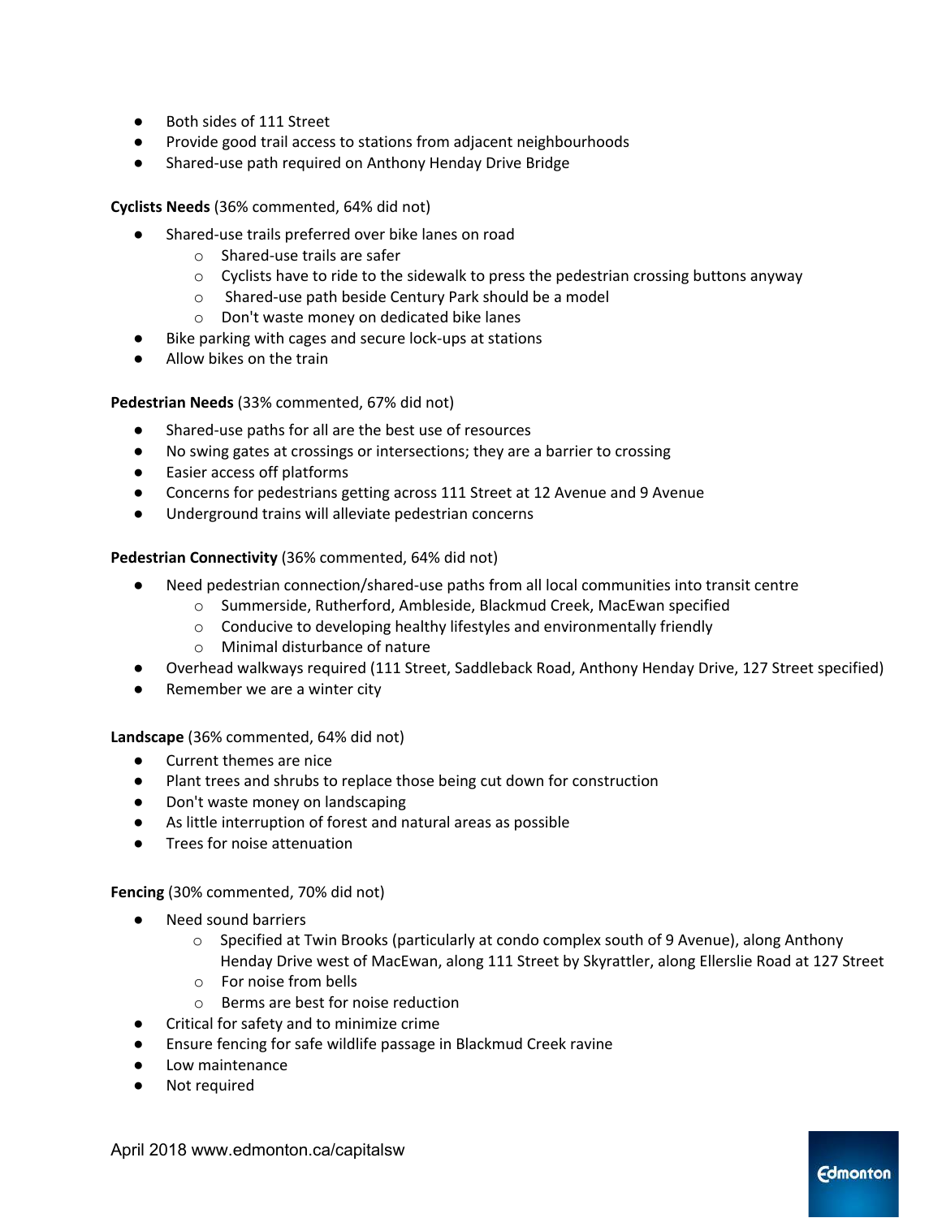- Both sides of 111 Street
- Provide good trail access to stations from adjacent neighbourhoods
- Shared-use path required on Anthony Henday Drive Bridge

**Cyclists Needs** (36% commented, 64% did not)

- Shared-use trails preferred over bike lanes on road
  - Shared-use trails are safer
  - Cyclists have to ride to the sidewalk to press the pedestrian crossing buttons anyway
  - Shared-use path beside Century Park should be a model
  - Don't waste money on dedicated bike lanes
- Bike parking with cages and secure lock-ups at stations
- Allow bikes on the train

**Pedestrian Needs** (33% commented, 67% did not)

- Shared-use paths for all are the best use of resources
- No swing gates at crossings or intersections; they are a barrier to crossing
- Easier access off platforms
- Concerns for pedestrians getting across 111 Street at 12 Avenue and 9 Avenue
- Underground trains will alleviate pedestrian concerns

**Pedestrian Connectivity** (36% commented, 64% did not)

- Need pedestrian connection/shared-use paths from all local communities into transit centre
  - Summerside, Rutherford, Ambleside, Blackmud Creek, MacEwan specified
  - Conducive to developing healthy lifestyles and environmentally friendly
  - Minimal disturbance of nature
- Overhead walkways required (111 Street, Saddleback Road, Anthony Henday Drive, 127 Street specified)
- Remember we are a winter city

**Landscape** (36% commented, 64% did not)

- Current themes are nice
- Plant trees and shrubs to replace those being cut down for construction
- Don't waste money on landscaping
- As little interruption of forest and natural areas as possible
- Trees for noise attenuation

**Fencing** (30% commented, 70% did not)

- Need sound barriers
  - Specified at Twin Brooks (particularly at condo complex south of 9 Avenue), along Anthony Henday Drive west of MacEwan, along 111 Street by Skyrattler, along Ellerslie Road at 127 Street
  - For noise from bells
  - Berms are best for noise reduction
- Critical for safety and to minimize crime
- Ensure fencing for safe wildlife passage in Blackmud Creek ravine
- Low maintenance
- Not required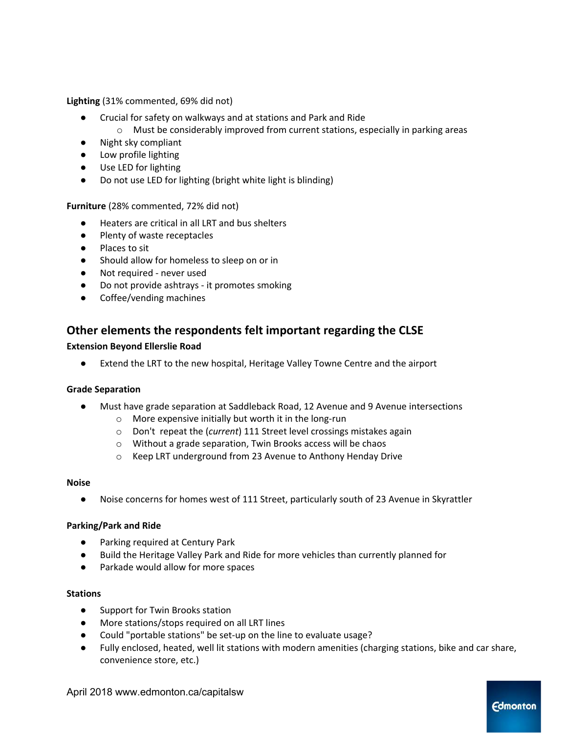**Lighting** (31% commented, 69% did not)

- Crucial for safety on walkways and at stations and Park and Ride
  - Must be considerably improved from current stations, especially in parking areas
- Night sky compliant
- Low profile lighting
- Use LED for lighting
- Do not use LED for lighting (bright white light is blinding)

**Furniture** (28% commented, 72% did not)

- Heaters are critical in all LRT and bus shelters
- Plenty of waste receptacles
- Places to sit
- Should allow for homeless to sleep on or in
- Not required - never used
- Do not provide ashtrays - it promotes smoking
- Coffee/vending machines

## Other elements the respondents felt important regarding the CLSE

**Extension Beyond Ellerslie Road**

- Extend the LRT to the new hospital, Heritage Valley Towne Centre and the airport

**Grade Separation**

- Must have grade separation at Saddleback Road, 12 Avenue and 9 Avenue intersections
  - More expensive initially but worth it in the long-run
  - Don't repeat the (*current*) 111 Street level crossings mistakes again
  - Without a grade separation, Twin Brooks access will be chaos
  - Keep LRT underground from 23 Avenue to Anthony Henday Drive

**Noise**

- Noise concerns for homes west of 111 Street, particularly south of 23 Avenue in Skyrattler

**Parking/Park and Ride**

- Parking required at Century Park
- Build the Heritage Valley Park and Ride for more vehicles than currently planned for
- Parkade would allow for more spaces

**Stations**

- Support for Twin Brooks station
- More stations/stops required on all LRT lines
- Could "portable stations" be set-up on the line to evaluate usage?
- Fully enclosed, heated, well lit stations with modern amenities (charging stations, bike and car share, convenience store, etc.)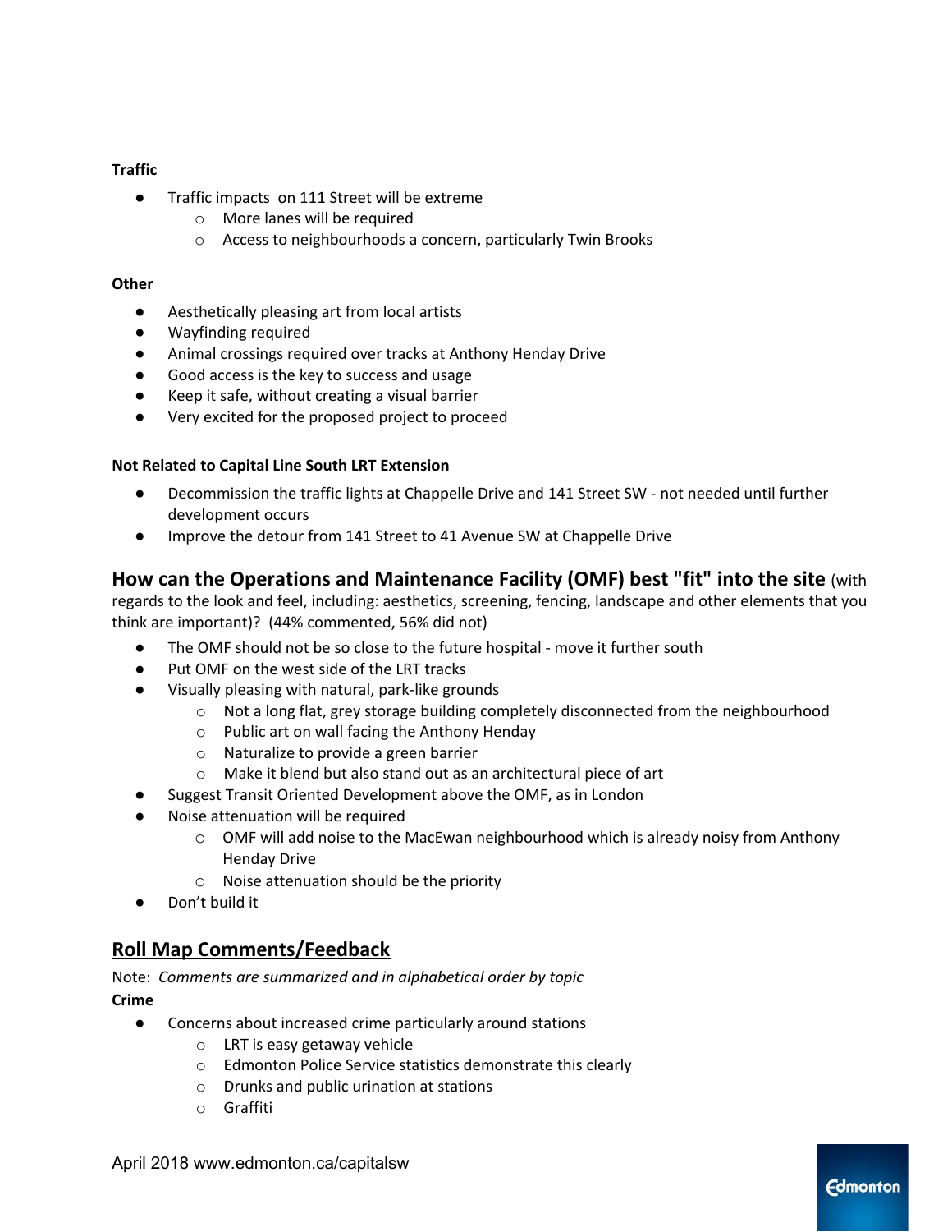**Traffic**

- Traffic impacts on 111 Street will be extreme
    - More lanes will be required
    - Access to neighbourhoods a concern, particularly Twin Brooks

**Other**

- Aesthetically pleasing art from local artists
- Wayfinding required
- Animal crossings required over tracks at Anthony Henday Drive
- Good access is the key to success and usage
- Keep it safe, without creating a visual barrier
- Very excited for the proposed project to proceed

**Not Related to Capital Line South LRT Extension**

- Decommission the traffic lights at Chappelle Drive and 141 Street SW - not needed until further development occurs
- Improve the detour from 141 Street to 41 Avenue SW at Chappelle Drive

### How can the Operations and Maintenance Facility (OMF) best "fit" into the site (with regards to the look and feel, including: aesthetics, screening, fencing, landscape and other elements that you think are important)? (44% commented, 56% did not)

- The OMF should not be so close to the future hospital - move it further south
- Put OMF on the west side of the LRT tracks
- Visually pleasing with natural, park-like grounds
    - Not a long flat, grey storage building completely disconnected from the neighbourhood
    - Public art on wall facing the Anthony Henday
    - Naturalize to provide a green barrier
    - Make it blend but also stand out as an architectural piece of art
- Suggest Transit Oriented Development above the OMF, as in London
- Noise attenuation will be required
    - OMF will add noise to the MacEwan neighbourhood which is already noisy from Anthony Henday Drive
    - Noise attenuation should be the priority
- Don't build it

## Roll Map Comments/Feedback

Note: *Comments are summarized and in alphabetical order by topic*

**Crime**

- Concerns about increased crime particularly around stations
    - LRT is easy getaway vehicle
    - Edmonton Police Service statistics demonstrate this clearly
    - Drunks and public urination at stations
    - Graffiti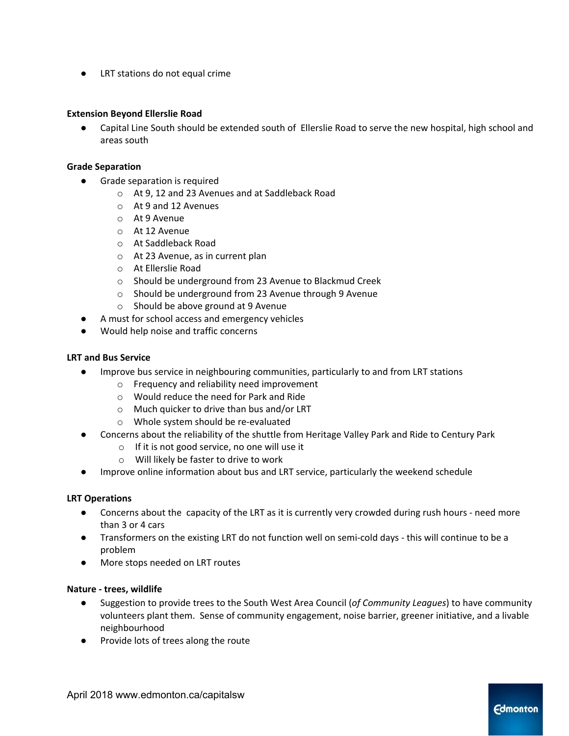- LRT stations do not equal crime

**Extension Beyond Ellerslie Road**

- Capital Line South should be extended south of Ellerslie Road to serve the new hospital, high school and areas south

**Grade Separation**

- Grade separation is required
  - At 9, 12 and 23 Avenues and at Saddleback Road
  - At 9 and 12 Avenues
  - At 9 Avenue
  - At 12 Avenue
  - At Saddleback Road
  - At 23 Avenue, as in current plan
  - At Ellerslie Road
  - Should be underground from 23 Avenue to Blackmud Creek
  - Should be underground from 23 Avenue through 9 Avenue
  - Should be above ground at 9 Avenue
- A must for school access and emergency vehicles
- Would help noise and traffic concerns

**LRT and Bus Service**

- Improve bus service in neighbouring communities, particularly to and from LRT stations
  - Frequency and reliability need improvement
  - Would reduce the need for Park and Ride
  - Much quicker to drive than bus and/or LRT
  - Whole system should be re-evaluated
- Concerns about the reliability of the shuttle from Heritage Valley Park and Ride to Century Park
  - If it is not good service, no one will use it
  - Will likely be faster to drive to work
- Improve online information about bus and LRT service, particularly the weekend schedule

**LRT Operations**

- Concerns about the capacity of the LRT as it is currently very crowded during rush hours - need more than 3 or 4 cars
- Transformers on the existing LRT do not function well on semi-cold days - this will continue to be a problem
- More stops needed on LRT routes

**Nature - trees, wildlife**

- Suggestion to provide trees to the South West Area Council (*of Community Leagues*) to have community volunteers plant them. Sense of community engagement, noise barrier, greener initiative, and a livable neighbourhood
- Provide lots of trees along the route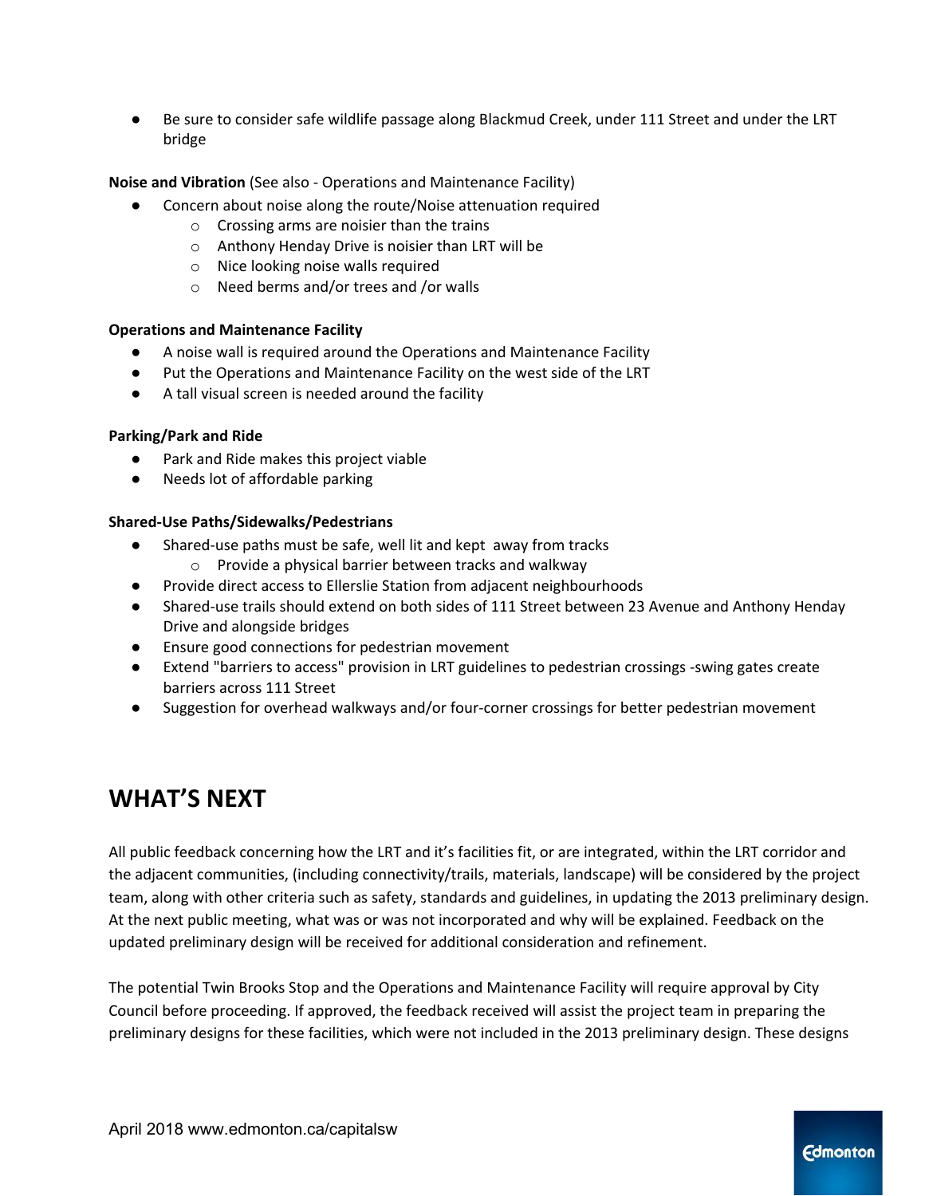- Be sure to consider safe wildlife passage along Blackmud Creek, under 111 Street and under the LRT bridge

**Noise and Vibration** (See also - Operations and Maintenance Facility)

- Concern about noise along the route/Noise attenuation required
  - Crossing arms are noisier than the trains
  - Anthony Henday Drive is noisier than LRT will be
  - Nice looking noise walls required
  - Need berms and/or trees and /or walls

**Operations and Maintenance Facility**

- A noise wall is required around the Operations and Maintenance Facility
- Put the Operations and Maintenance Facility on the west side of the LRT
- A tall visual screen is needed around the facility

**Parking/Park and Ride**

- Park and Ride makes this project viable
- Needs lot of affordable parking

**Shared-Use Paths/Sidewalks/Pedestrians**

- Shared-use paths must be safe, well lit and kept away from tracks
  - Provide a physical barrier between tracks and walkway
- Provide direct access to Ellerslie Station from adjacent neighbourhoods
- Shared-use trails should extend on both sides of 111 Street between 23 Avenue and Anthony Henday Drive and alongside bridges
- Ensure good connections for pedestrian movement
- Extend "barriers to access" provision in LRT guidelines to pedestrian crossings -swing gates create barriers across 111 Street
- Suggestion for overhead walkways and/or four-corner crossings for better pedestrian movement

## WHAT'S NEXT

All public feedback concerning how the LRT and it's facilities fit, or are integrated, within the LRT corridor and the adjacent communities, (including connectivity/trails, materials, landscape) will be considered by the project team, along with other criteria such as safety, standards and guidelines, in updating the 2013 preliminary design. At the next public meeting, what was or was not incorporated and why will be explained. Feedback on the updated preliminary design will be received for additional consideration and refinement.

The potential Twin Brooks Stop and the Operations and Maintenance Facility will require approval by City Council before proceeding. If approved, the feedback received will assist the project team in preparing the preliminary designs for these facilities, which were not included in the 2013 preliminary design. These designs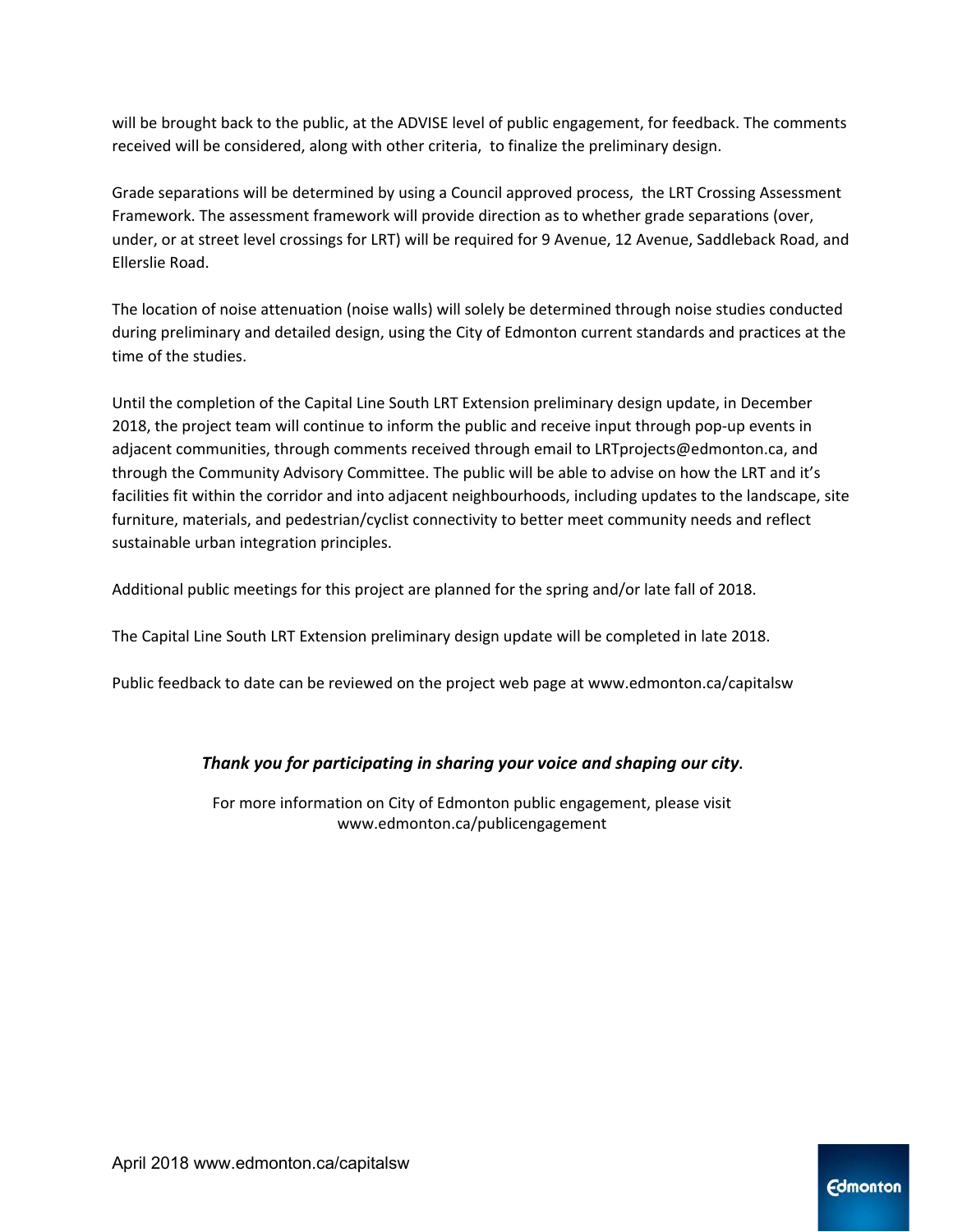will be brought back to the public, at the ADVISE level of public engagement, for feedback. The comments received will be considered, along with other criteria, to finalize the preliminary design.

Grade separations will be determined by using a Council approved process, the LRT Crossing Assessment Framework. The assessment framework will provide direction as to whether grade separations (over, under, or at street level crossings for LRT) will be required for 9 Avenue, 12 Avenue, Saddleback Road, and Ellerslie Road.

The location of noise attenuation (noise walls) will solely be determined through noise studies conducted during preliminary and detailed design, using the City of Edmonton current standards and practices at the time of the studies.

Until the completion of the Capital Line South LRT Extension preliminary design update, in December 2018, the project team will continue to inform the public and receive input through pop-up events in adjacent communities, through comments received through email to LRTprojects@edmonton.ca, and through the Community Advisory Committee. The public will be able to advise on how the LRT and it's facilities fit within the corridor and into adjacent neighbourhoods, including updates to the landscape, site furniture, materials, and pedestrian/cyclist connectivity to better meet community needs and reflect sustainable urban integration principles.

Additional public meetings for this project are planned for the spring and/or late fall of 2018.

The Capital Line South LRT Extension preliminary design update will be completed in late 2018.

Public feedback to date can be reviewed on the project web page at www.edmonton.ca/capitalsw

***Thank you for participating in sharing your voice and shaping our city*.**

For more information on City of Edmonton public engagement, please visit www.edmonton.ca/publicengagement